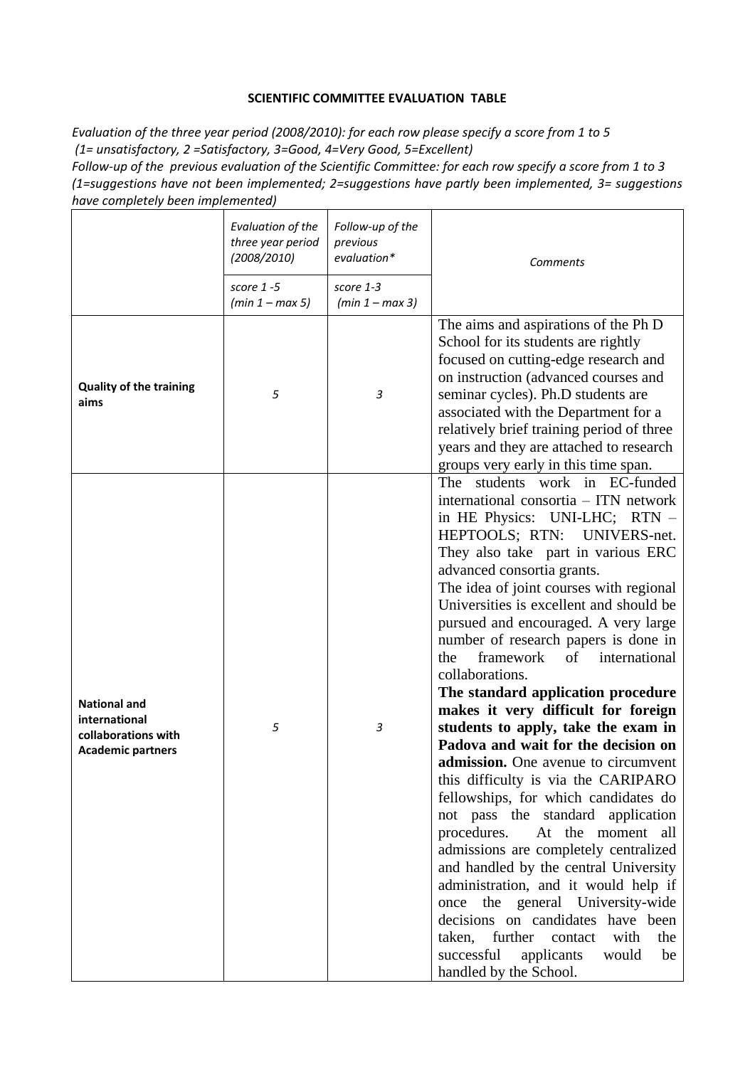**SCIENTIFIC COMMITTEE EVALUATION TABLE**

*Evaluation of the three year period (2008/2010): for each row please specify a score from 1 to 5 (1= unsatisfactory, 2 =Satisfactory, 3=Good, 4=Very Good, 5=Excellent)*

*Follow-up of the previous evaluation of the Scientific Committee: for each row specify a score from 1 to 3 (1=suggestions have not been implemented; 2=suggestions have partly been implemented, 3= suggestions have completely been implemented)*

| | *Evaluation of the three year period (2008/2010)* | *Follow-up of the previous evaluation** | *Comments* |
|---|---|---|---|
| | *score 1 -5 (min 1 – max 5)* | *score 1-3 (min 1 – max 3)* | |
| **Quality of the training aims** | *5* | *3* | The aims and aspirations of the Ph D School for its students are rightly focused on cutting-edge research and on instruction (advanced courses and seminar cycles). Ph.D students are associated with the Department for a relatively brief training period of three years and they are attached to research groups very early in this time span. |
| **National and international collaborations with Academic partners** | *5* | *3* | The students work in EC-funded international consortia – ITN network in HE Physics: UNI-LHC; RTN – HEPTOOLS; RTN: UNIVERS-net. They also take part in various ERC advanced consortia grants. The idea of joint courses with regional Universities is excellent and should be pursued and encouraged. A very large number of research papers is done in the framework of international collaborations. **The standard application procedure makes it very difficult for foreign students to apply, take the exam in Padova and wait for the decision on admission.** One avenue to circumvent this difficulty is via the CARIPARO fellowships, for which candidates do not pass the standard application procedures. At the moment all admissions are completely centralized and handled by the central University administration, and it would help if once the general University-wide decisions on candidates have been taken, further contact with the successful applicants would be handled by the School. |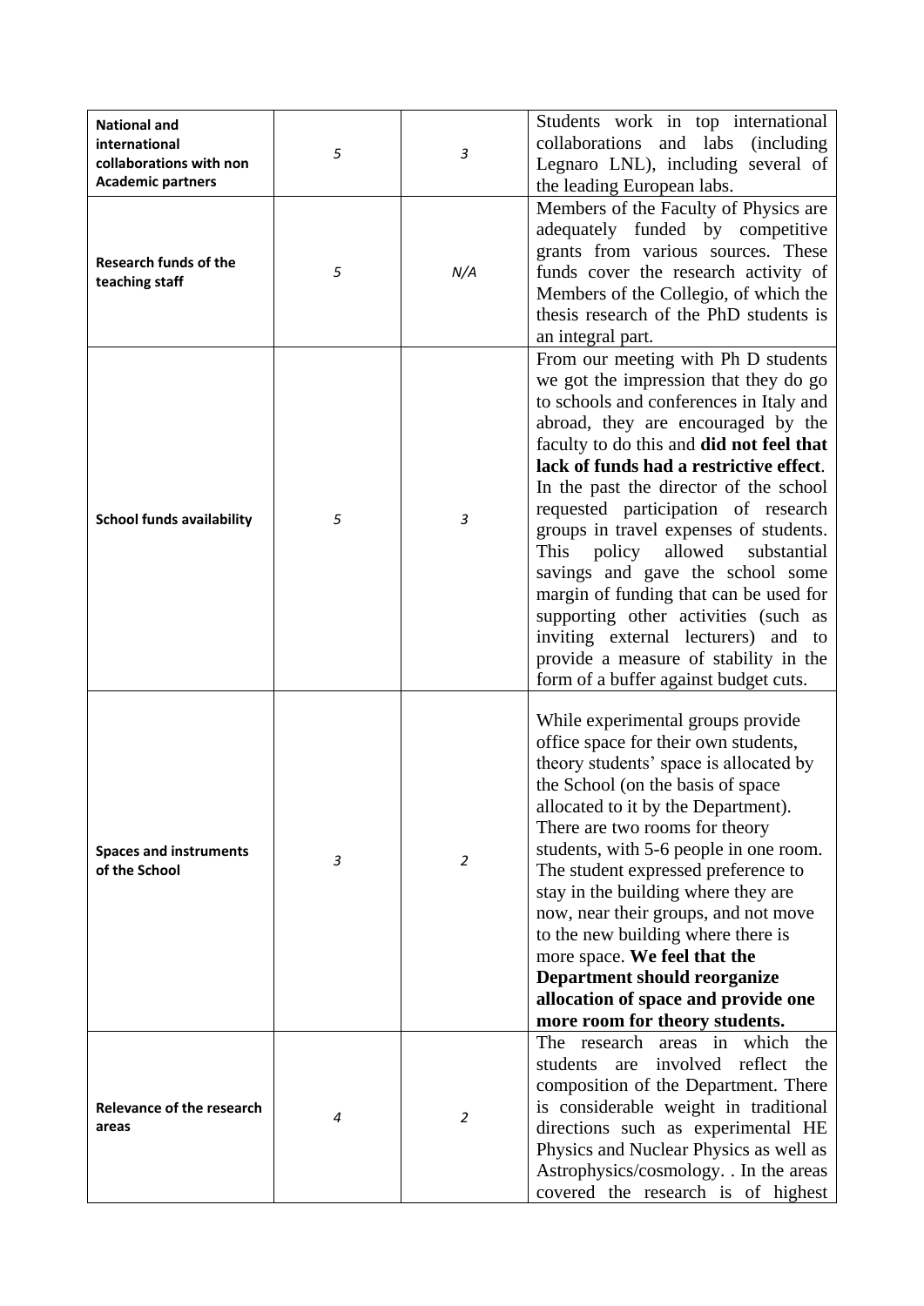| | | | |
|---|---|---|---|
| **National and international collaborations with non Academic partners** | *5* | *3* | Students work in top international collaborations and labs (including Legnaro LNL), including several of the leading European labs. |
| **Research funds of the teaching staff** | *5* | *N/A* | Members of the Faculty of Physics are adequately funded by competitive grants from various sources. These funds cover the research activity of Members of the Collegio, of which the thesis research of the PhD students is an integral part. |
| **School funds availability** | *5* | *3* | From our meeting with Ph D students we got the impression that they do go to schools and conferences in Italy and abroad, they are encouraged by the faculty to do this and **did not feel that lack of funds had a restrictive effect**. In the past the director of the school requested participation of research groups in travel expenses of students. This policy allowed substantial savings and gave the school some margin of funding that can be used for supporting other activities (such as inviting external lecturers) and to provide a measure of stability in the form of a buffer against budget cuts. |
| **Spaces and instruments of the School** | *3* | *2* | While experimental groups provide office space for their own students, theory students' space is allocated by the School (on the basis of space allocated to it by the Department). There are two rooms for theory students, with 5-6 people in one room. The student expressed preference to stay in the building where they are now, near their groups, and not move to the new building where there is more space. **We feel that the Department should reorganize allocation of space and provide one more room for theory students.** |
| **Relevance of the research areas** | *4* | *2* | The research areas in which the students are involved reflect the composition of the Department. There is considerable weight in traditional directions such as experimental HE Physics and Nuclear Physics as well as Astrophysics/cosmology. . In the areas covered the research is of highest |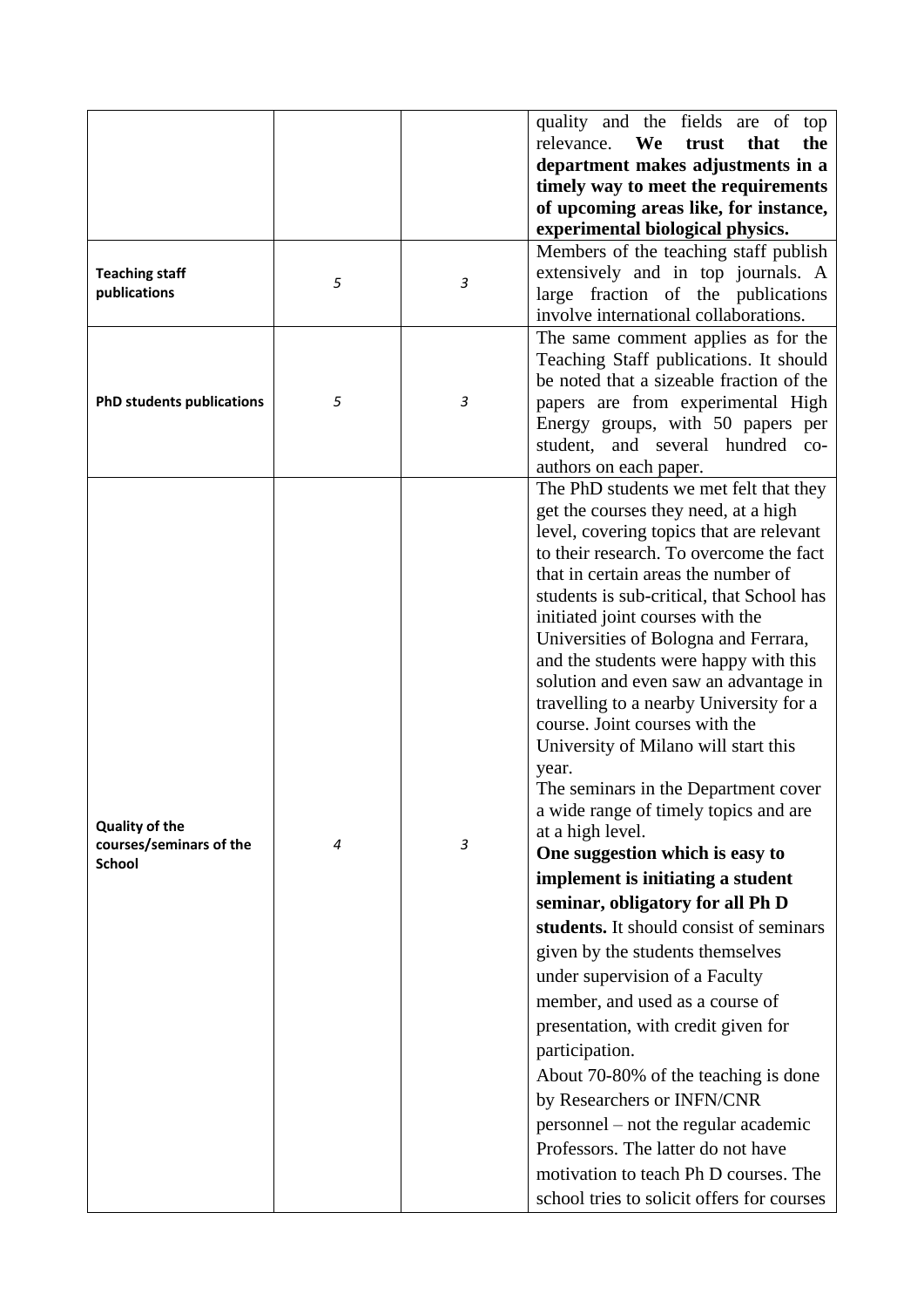| | | | |
|---|---|---|---|
| | | | quality and the fields are of top relevance. **We trust that the department makes adjustments in a timely way to meet the requirements of upcoming areas like, for instance, experimental biological physics.** |
| **Teaching staff publications** | *5* | *3* | Members of the teaching staff publish extensively and in top journals. A large fraction of the publications involve international collaborations. |
| **PhD students publications** | *5* | *3* | The same comment applies as for the Teaching Staff publications. It should be noted that a sizeable fraction of the papers are from experimental High Energy groups, with 50 papers per student, and several hundred co-authors on each paper. |
| **Quality of the courses/seminars of the School** | *4* | *3* | The PhD students we met felt that they get the courses they need, at a high level, covering topics that are relevant to their research. To overcome the fact that in certain areas the number of students is sub-critical, that School has initiated joint courses with the Universities of Bologna and Ferrara, and the students were happy with this solution and even saw an advantage in travelling to a nearby University for a course. Joint courses with the University of Milano will start this year.<br>The seminars in the Department cover a wide range of timely topics and are at a high level.<br>**One suggestion which is easy to implement is initiating a student seminar, obligatory for all Ph D students.** It should consist of seminars given by the students themselves under supervision of a Faculty member, and used as a course of presentation, with credit given for participation.<br>About 70-80% of the teaching is done by Researchers or INFN/CNR personnel – not the regular academic Professors. The latter do not have motivation to teach Ph D courses. The school tries to solicit offers for courses |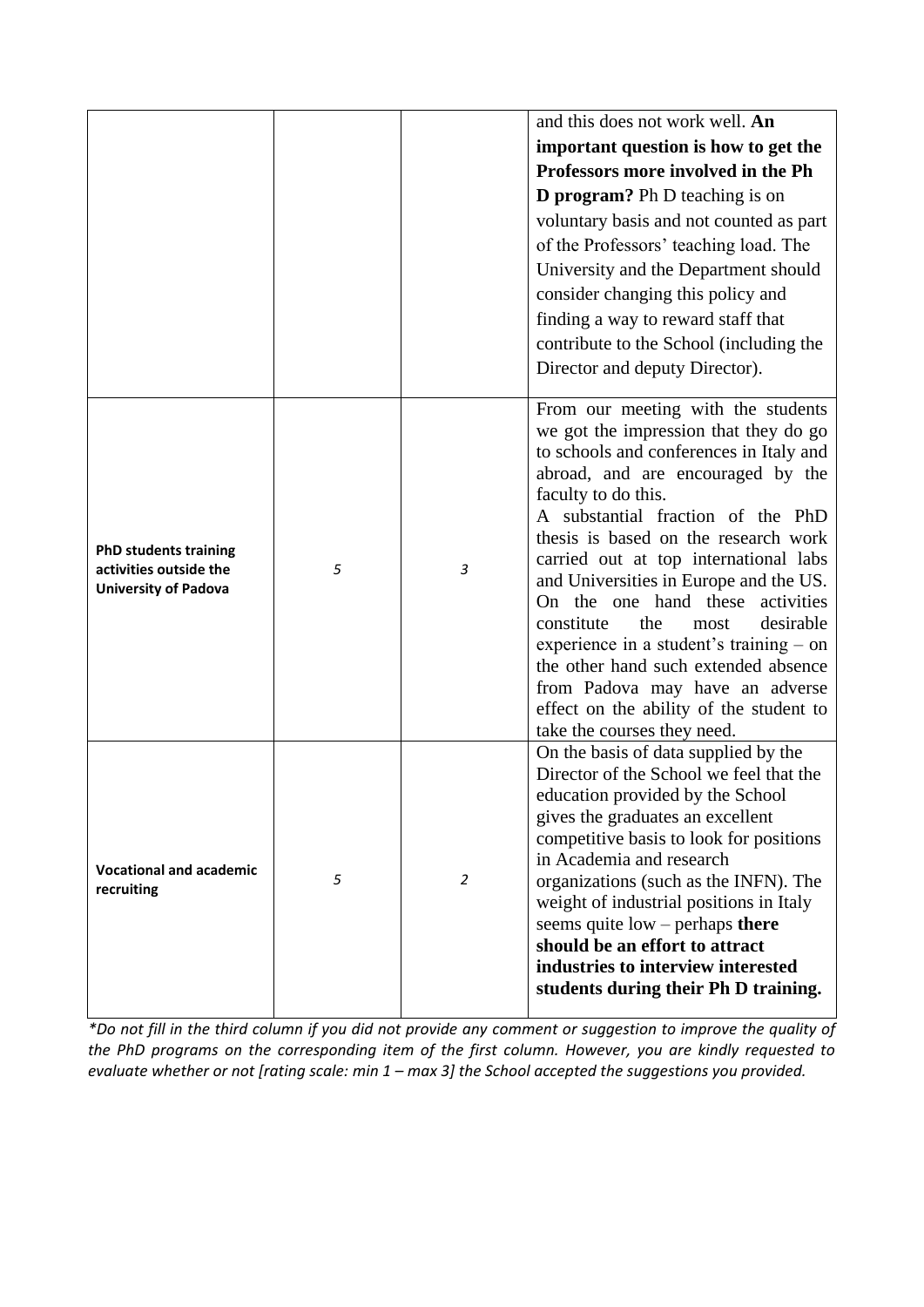| | | | |
|---|---|---|---|
| | | | and this does not work well. **An important question is how to get the Professors more involved in the Ph D program?** Ph D teaching is on voluntary basis and not counted as part of the Professors' teaching load. The University and the Department should consider changing this policy and finding a way to reward staff that contribute to the School (including the Director and deputy Director). |
| **PhD students training activities outside the University of Padova** | *5* | *3* | From our meeting with the students we got the impression that they do go to schools and conferences in Italy and abroad, and are encouraged by the faculty to do this. A substantial fraction of the PhD thesis is based on the research work carried out at top international labs and Universities in Europe and the US. On the one hand these activities constitute the most desirable experience in a student's training – on the other hand such extended absence from Padova may have an adverse effect on the ability of the student to take the courses they need. |
| **Vocational and academic recruiting** | *5* | *2* | On the basis of data supplied by the Director of the School we feel that the education provided by the School gives the graduates an excellent competitive basis to look for positions in Academia and research organizations (such as the INFN). The weight of industrial positions in Italy seems quite low – perhaps **there should be an effort to attract industries to interview interested students during their Ph D training.** |

*\*Do not fill in the third column if you did not provide any comment or suggestion to improve the quality of the PhD programs on the corresponding item of the first column. However, you are kindly requested to evaluate whether or not [rating scale: min 1 – max 3] the School accepted the suggestions you provided.*